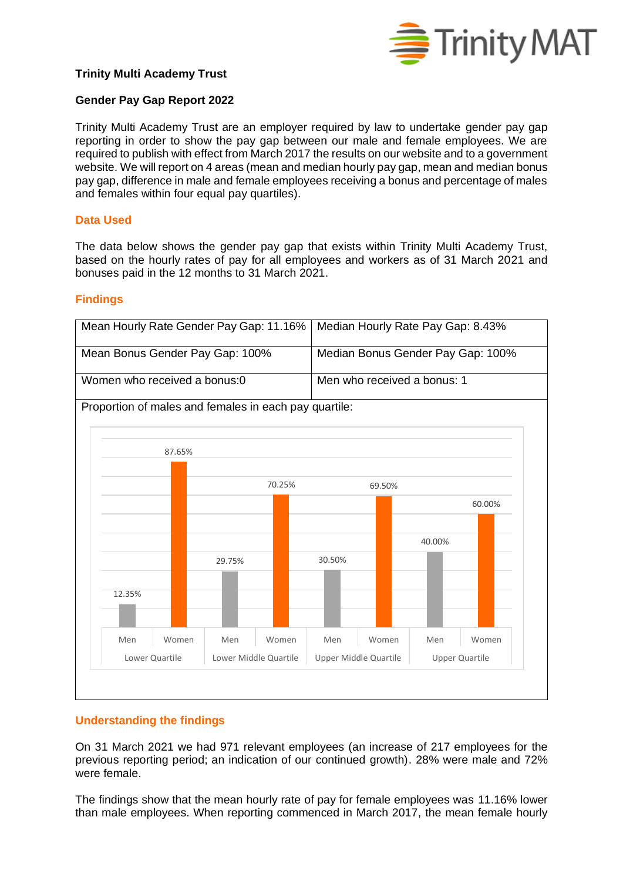# Trinity Multi Academy Trust

## Gender Pay Gap Report 2022

Trinity Multi Academy Trust are an employer required by law to undertake gender pay gap reporting in order to show the pay gap between our male and female employees. We are required to publish with effect from March 2017 the results on our website and to a government website. We will report on 4 areas (mean and median hourly pay gap, mean and median bonus pay gap, difference in male and female employees receiving a bonus and percentage of males and females within four equal pay quartiles).

### Data Used

The data below shows the gender pay gap that exists within Trinity Multi Academy Trust, based on the hourly rates of pay for all employees and workers as of 31 March 2021 and bonuses paid in the 12 months to 31 March 2021.

### Findings

| | |
|---|---|
| Mean Hourly Rate Gender Pay Gap: 11.16% | Median Hourly Rate Pay Gap: 8.43% |
| Mean Bonus Gender Pay Gap: 100% | Median Bonus Gender Pay Gap: 100% |
| Women who received a bonus:0 | Men who received a bonus: 1 |

Proportion of males and females in each pay quartile:

Lower Quartile: Men 12.35%, Women 87.65%

Lower Middle Quartile: Men 29.75%, Women 70.25%

Upper Middle Quartile: Men 30.50%, Women 69.50%

Upper Quartile: Men 40.00%, Women 60.00%

### Understanding the findings

On 31 March 2021 we had 971 relevant employees (an increase of 217 employees for the previous reporting period; an indication of our continued growth). 28% were male and 72% were female.

The findings show that the mean hourly rate of pay for female employees was 11.16% lower than male employees. When reporting commenced in March 2017, the mean female hourly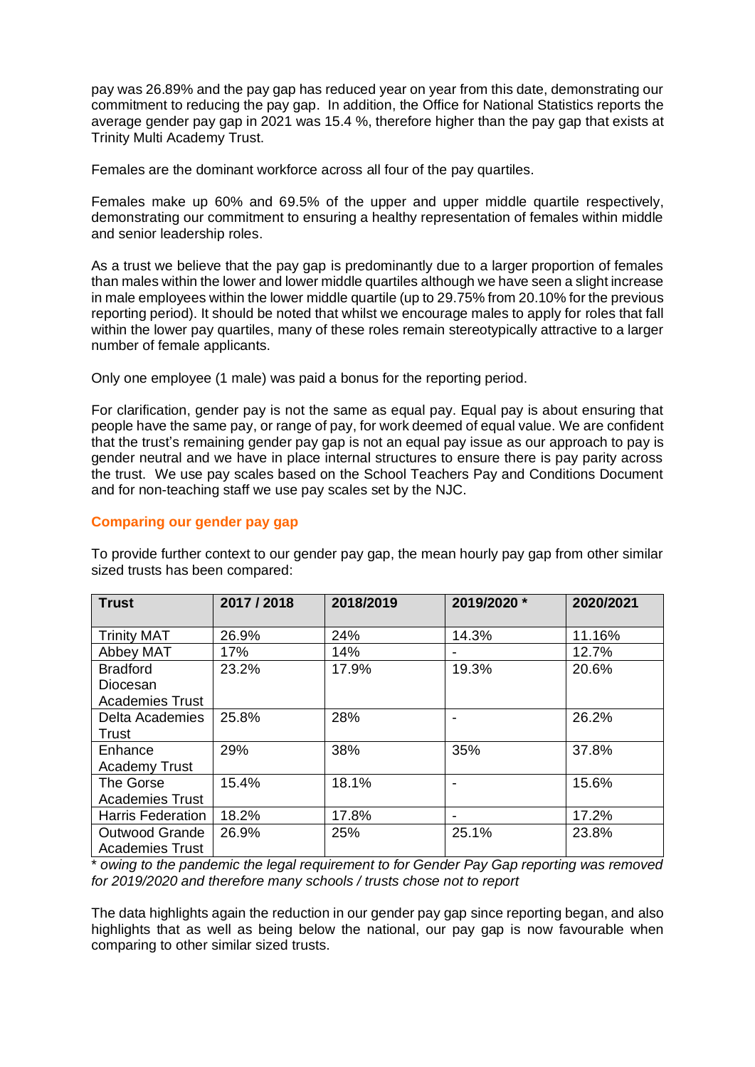pay was 26.89% and the pay gap has reduced year on year from this date, demonstrating our commitment to reducing the pay gap. In addition, the Office for National Statistics reports the average gender pay gap in 2021 was 15.4 %, therefore higher than the pay gap that exists at Trinity Multi Academy Trust.

Females are the dominant workforce across all four of the pay quartiles.

Females make up 60% and 69.5% of the upper and upper middle quartile respectively, demonstrating our commitment to ensuring a healthy representation of females within middle and senior leadership roles.

As a trust we believe that the pay gap is predominantly due to a larger proportion of females than males within the lower and lower middle quartiles although we have seen a slight increase in male employees within the lower middle quartile (up to 29.75% from 20.10% for the previous reporting period). It should be noted that whilst we encourage males to apply for roles that fall within the lower pay quartiles, many of these roles remain stereotypically attractive to a larger number of female applicants.

Only one employee (1 male) was paid a bonus for the reporting period.

For clarification, gender pay is not the same as equal pay. Equal pay is about ensuring that people have the same pay, or range of pay, for work deemed of equal value. We are confident that the trust's remaining gender pay gap is not an equal pay issue as our approach to pay is gender neutral and we have in place internal structures to ensure there is pay parity across the trust. We use pay scales based on the School Teachers Pay and Conditions Document and for non-teaching staff we use pay scales set by the NJC.

## Comparing our gender pay gap

To provide further context to our gender pay gap, the mean hourly pay gap from other similar sized trusts has been compared:

| Trust | 2017 / 2018 | 2018/2019 | 2019/2020 * | 2020/2021 |
|---|---|---|---|---|
| Trinity MAT | 26.9% | 24% | 14.3% | 11.16% |
| Abbey MAT | 17% | 14% | - | 12.7% |
| Bradford Diocesan Academies Trust | 23.2% | 17.9% | 19.3% | 20.6% |
| Delta Academies Trust | 25.8% | 28% | - | 26.2% |
| Enhance Academy Trust | 29% | 38% | 35% | 37.8% |
| The Gorse Academies Trust | 15.4% | 18.1% | - | 15.6% |
| Harris Federation | 18.2% | 17.8% | - | 17.2% |
| Outwood Grande Academies Trust | 26.9% | 25% | 25.1% | 23.8% |

*\* owing to the pandemic the legal requirement to for Gender Pay Gap reporting was removed for 2019/2020 and therefore many schools / trusts chose not to report*

The data highlights again the reduction in our gender pay gap since reporting began, and also highlights that as well as being below the national, our pay gap is now favourable when comparing to other similar sized trusts.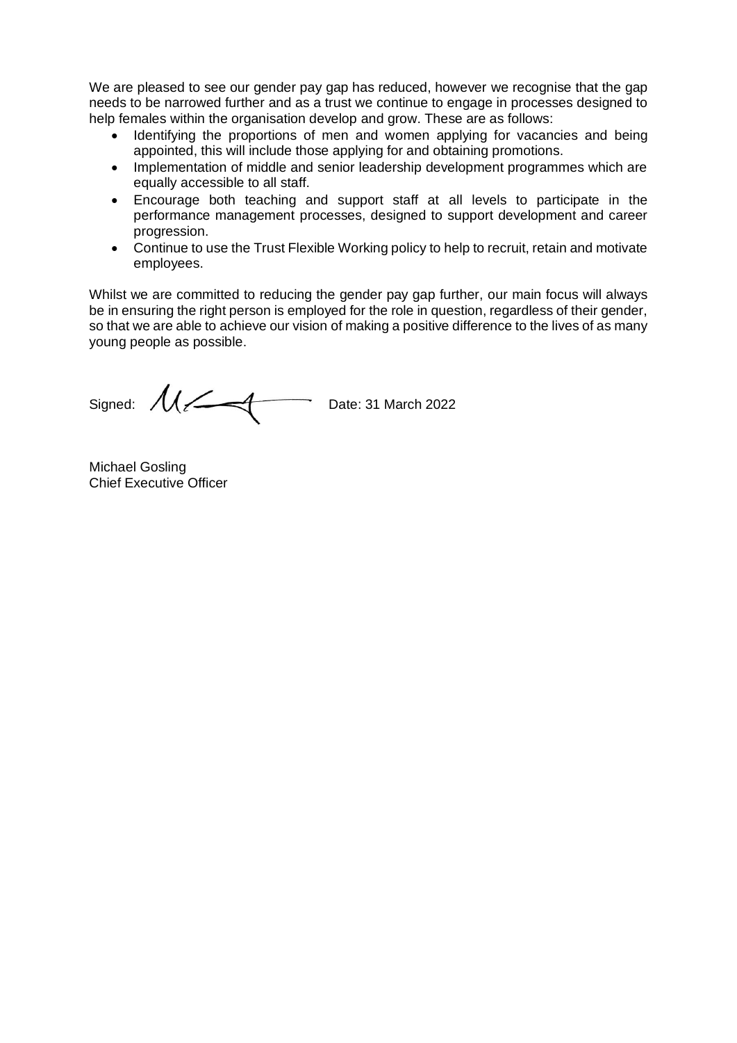We are pleased to see our gender pay gap has reduced, however we recognise that the gap needs to be narrowed further and as a trust we continue to engage in processes designed to help females within the organisation develop and grow. These are as follows:

- Identifying the proportions of men and women applying for vacancies and being appointed, this will include those applying for and obtaining promotions.
- Implementation of middle and senior leadership development programmes which are equally accessible to all staff.
- Encourage both teaching and support staff at all levels to participate in the performance management processes, designed to support development and career progression.
- Continue to use the Trust Flexible Working policy to help to recruit, retain and motivate employees.

Whilst we are committed to reducing the gender pay gap further, our main focus will always be in ensuring the right person is employed for the role in question, regardless of their gender, so that we are able to achieve our vision of making a positive difference to the lives of as many young people as possible.

Signed: Date: 31 March 2022

Michael Gosling
Chief Executive Officer